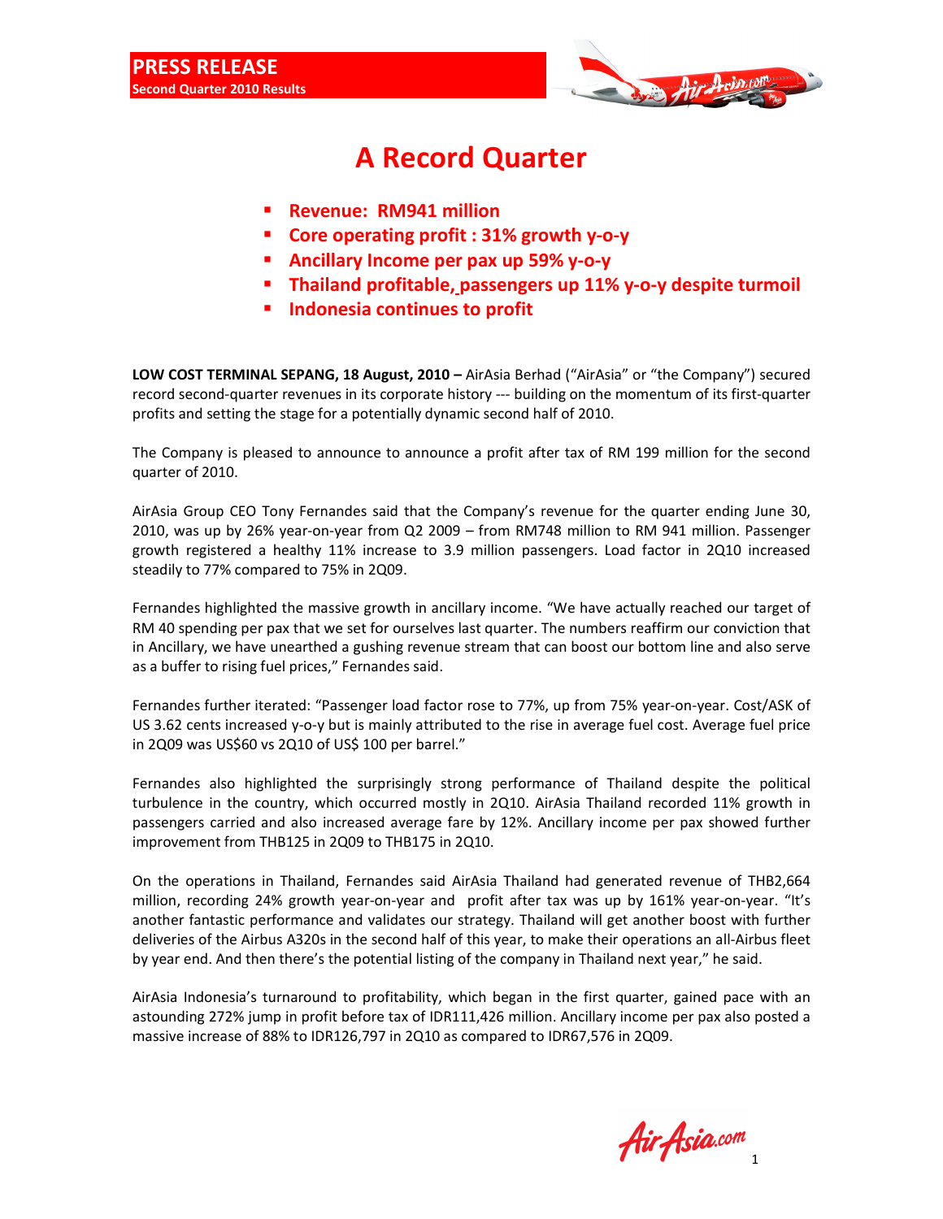**PRESS RELEASE**
**Second Quarter 2010 Results**

# A Record Quarter

- **Revenue: RM941 million**
- **Core operating profit : 31% growth y-o-y**
- **Ancillary Income per pax up 59% y-o-y**
- **Thailand profitable, passengers up 11% y-o-y despite turmoil**
- **Indonesia continues to profit**

**LOW COST TERMINAL SEPANG, 18 August, 2010 –** AirAsia Berhad ("AirAsia" or "the Company") secured record second-quarter revenues in its corporate history --- building on the momentum of its first-quarter profits and setting the stage for a potentially dynamic second half of 2010.

The Company is pleased to announce to announce a profit after tax of RM 199 million for the second quarter of 2010.

AirAsia Group CEO Tony Fernandes said that the Company's revenue for the quarter ending June 30, 2010, was up by 26% year-on-year from Q2 2009 – from RM748 million to RM 941 million. Passenger growth registered a healthy 11% increase to 3.9 million passengers. Load factor in 2Q10 increased steadily to 77% compared to 75% in 2Q09.

Fernandes highlighted the massive growth in ancillary income. "We have actually reached our target of RM 40 spending per pax that we set for ourselves last quarter. The numbers reaffirm our conviction that in Ancillary, we have unearthed a gushing revenue stream that can boost our bottom line and also serve as a buffer to rising fuel prices," Fernandes said.

Fernandes further iterated: "Passenger load factor rose to 77%, up from 75% year-on-year. Cost/ASK of US 3.62 cents increased y-o-y but is mainly attributed to the rise in average fuel cost. Average fuel price in 2Q09 was US$60 vs 2Q10 of US$ 100 per barrel."

Fernandes also highlighted the surprisingly strong performance of Thailand despite the political turbulence in the country, which occurred mostly in 2Q10. AirAsia Thailand recorded 11% growth in passengers carried and also increased average fare by 12%. Ancillary income per pax showed further improvement from THB125 in 2Q09 to THB175 in 2Q10.

On the operations in Thailand, Fernandes said AirAsia Thailand had generated revenue of THB2,664 million, recording 24% growth year-on-year and profit after tax was up by 161% year-on-year. "It's another fantastic performance and validates our strategy. Thailand will get another boost with further deliveries of the Airbus A320s in the second half of this year, to make their operations an all-Airbus fleet by year end. And then there's the potential listing of the company in Thailand next year," he said.

AirAsia Indonesia's turnaround to profitability, which began in the first quarter, gained pace with an astounding 272% jump in profit before tax of IDR111,426 million. Ancillary income per pax also posted a massive increase of 88% to IDR126,797 in 2Q10 as compared to IDR67,576 in 2Q09.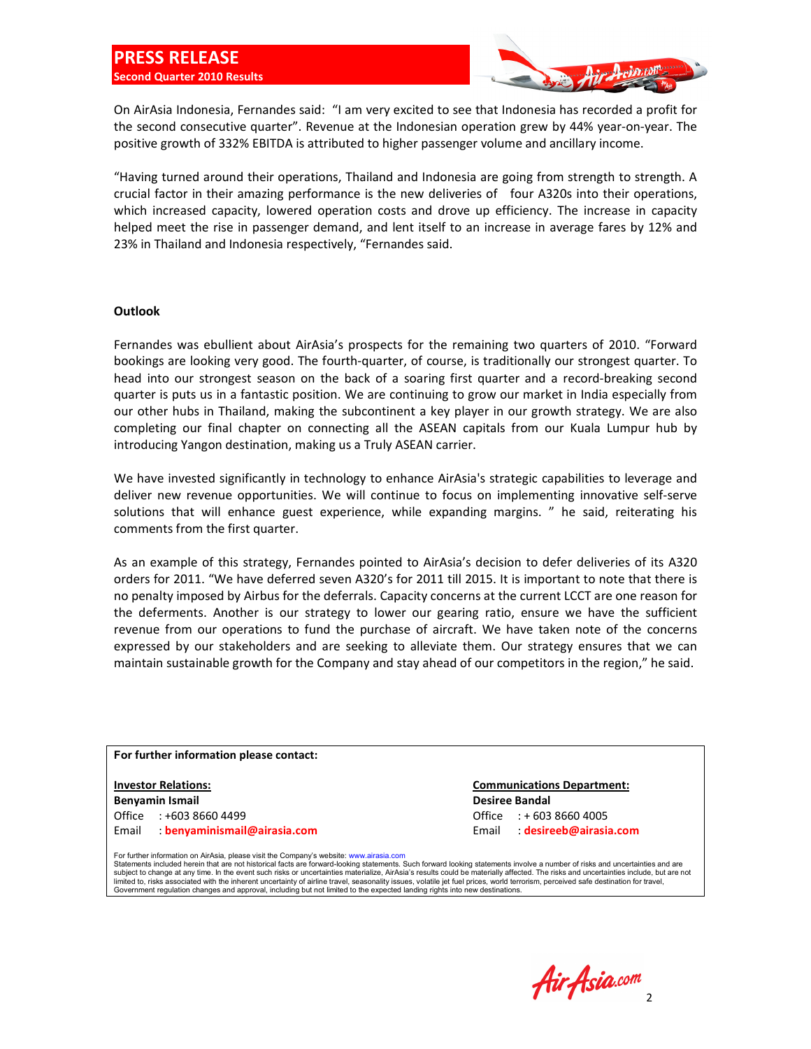On AirAsia Indonesia, Fernandes said: "I am very excited to see that Indonesia has recorded a profit for the second consecutive quarter". Revenue at the Indonesian operation grew by 44% year-on-year. The positive growth of 332% EBITDA is attributed to higher passenger volume and ancillary income.

"Having turned around their operations, Thailand and Indonesia are going from strength to strength. A crucial factor in their amazing performance is the new deliveries of four A320s into their operations, which increased capacity, lowered operation costs and drove up efficiency. The increase in capacity helped meet the rise in passenger demand, and lent itself to an increase in average fares by 12% and 23% in Thailand and Indonesia respectively, "Fernandes said.

**Outlook**

Fernandes was ebullient about AirAsia's prospects for the remaining two quarters of 2010. "Forward bookings are looking very good. The fourth-quarter, of course, is traditionally our strongest quarter. To head into our strongest season on the back of a soaring first quarter and a record-breaking second quarter is puts us in a fantastic position. We are continuing to grow our market in India especially from our other hubs in Thailand, making the subcontinent a key player in our growth strategy. We are also completing our final chapter on connecting all the ASEAN capitals from our Kuala Lumpur hub by introducing Yangon destination, making us a Truly ASEAN carrier.

We have invested significantly in technology to enhance AirAsia's strategic capabilities to leverage and deliver new revenue opportunities. We will continue to focus on implementing innovative self-serve solutions that will enhance guest experience, while expanding margins. " he said, reiterating his comments from the first quarter.

As an example of this strategy, Fernandes pointed to AirAsia's decision to defer deliveries of its A320 orders for 2011. "We have deferred seven A320's for 2011 till 2015. It is important to note that there is no penalty imposed by Airbus for the deferrals. Capacity concerns at the current LCCT are one reason for the deferments. Another is our strategy to lower our gearing ratio, ensure we have the sufficient revenue from our operations to fund the purchase of aircraft. We have taken note of the concerns expressed by our stakeholders and are seeking to alleviate them. Our strategy ensures that we can maintain sustainable growth for the Company and stay ahead of our competitors in the region," he said.

**For further information please contact:**

**Investor Relations:**
**Benyamin Ismail**
Office : +603 8660 4499
Email : **benyaminismail@airasia.com**

**Communications Department:**
**Desiree Bandal**
Office : + 603 8660 4005
Email : **desireeb@airasia.com**

For further information on AirAsia, please visit the Company's website: www.airasia.com
Statements included herein that are not historical facts are forward-looking statements. Such forward looking statements involve a number of risks and uncertainties and are subject to change at any time. In the event such risks or uncertainties materialize, AirAsia's results could be materially affected. The risks and uncertainties include, but are not limited to, risks associated with the inherent uncertainty of airline travel, seasonality issues, volatile jet fuel prices, world terrorism, perceived safe destination for travel, Government regulation changes and approval, including but not limited to the expected landing rights into new destinations.